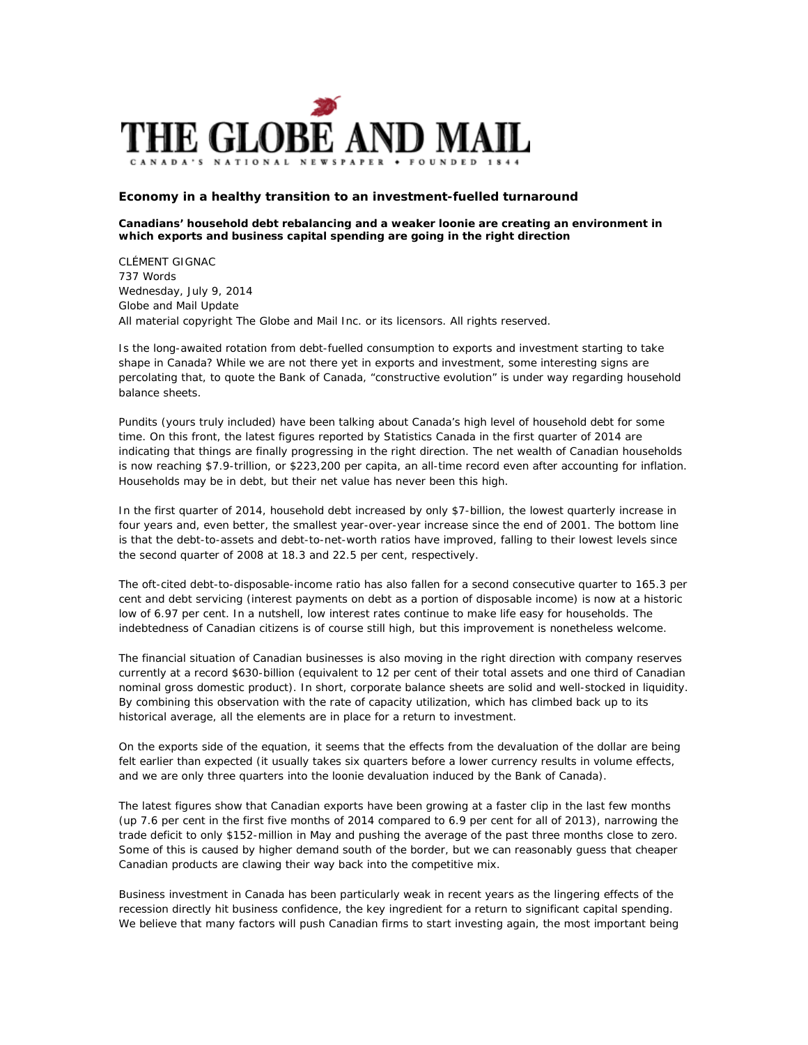# THE GLOBE AND MAIL

CANADA'S NATIONAL NEWSPAPER • FOUNDED 1844

## Economy in a healthy transition to an investment-fuelled turnaround

**Canadians' household debt rebalancing and a weaker loonie are creating an environment in which exports and business capital spending are going in the right direction**

CLÉMENT GIGNAC
737 Words
Wednesday, July 9, 2014
Globe and Mail Update
All material copyright The Globe and Mail Inc. or its licensors. All rights reserved.

Is the long-awaited rotation from debt-fuelled consumption to exports and investment starting to take shape in Canada? While we are not there yet in exports and investment, some interesting signs are percolating that, to quote the Bank of Canada, "constructive evolution" is under way regarding household balance sheets.

Pundits (yours truly included) have been talking about Canada's high level of household debt for some time. On this front, the latest figures reported by Statistics Canada in the first quarter of 2014 are indicating that things are finally progressing in the right direction. The net wealth of Canadian households is now reaching $7.9-trillion, or $223,200 per capita, an all-time record even after accounting for inflation. Households may be in debt, but their net value has never been this high.

In the first quarter of 2014, household debt increased by only $7-billion, the lowest quarterly increase in four years and, even better, the smallest year-over-year increase since the end of 2001. The bottom line is that the debt-to-assets and debt-to-net-worth ratios have improved, falling to their lowest levels since the second quarter of 2008 at 18.3 and 22.5 per cent, respectively.

The oft-cited debt-to-disposable-income ratio has also fallen for a second consecutive quarter to 165.3 per cent and debt servicing (interest payments on debt as a portion of disposable income) is now at a historic low of 6.97 per cent. In a nutshell, low interest rates continue to make life easy for households. The indebtedness of Canadian citizens is of course still high, but this improvement is nonetheless welcome.

The financial situation of Canadian businesses is also moving in the right direction with company reserves currently at a record $630-billion (equivalent to 12 per cent of their total assets and one third of Canadian nominal gross domestic product). In short, corporate balance sheets are solid and well-stocked in liquidity. By combining this observation with the rate of capacity utilization, which has climbed back up to its historical average, all the elements are in place for a return to investment.

On the exports side of the equation, it seems that the effects from the devaluation of the dollar are being felt earlier than expected (it usually takes six quarters before a lower currency results in volume effects, and we are only three quarters into the loonie devaluation induced by the Bank of Canada).

The latest figures show that Canadian exports have been growing at a faster clip in the last few months (up 7.6 per cent in the first five months of 2014 compared to 6.9 per cent for all of 2013), narrowing the trade deficit to only $152-million in May and pushing the average of the past three months close to zero. Some of this is caused by higher demand south of the border, but we can reasonably guess that cheaper Canadian products are clawing their way back into the competitive mix.

Business investment in Canada has been particularly weak in recent years as the lingering effects of the recession directly hit business confidence, the key ingredient for a return to significant capital spending. We believe that many factors will push Canadian firms to start investing again, the most important being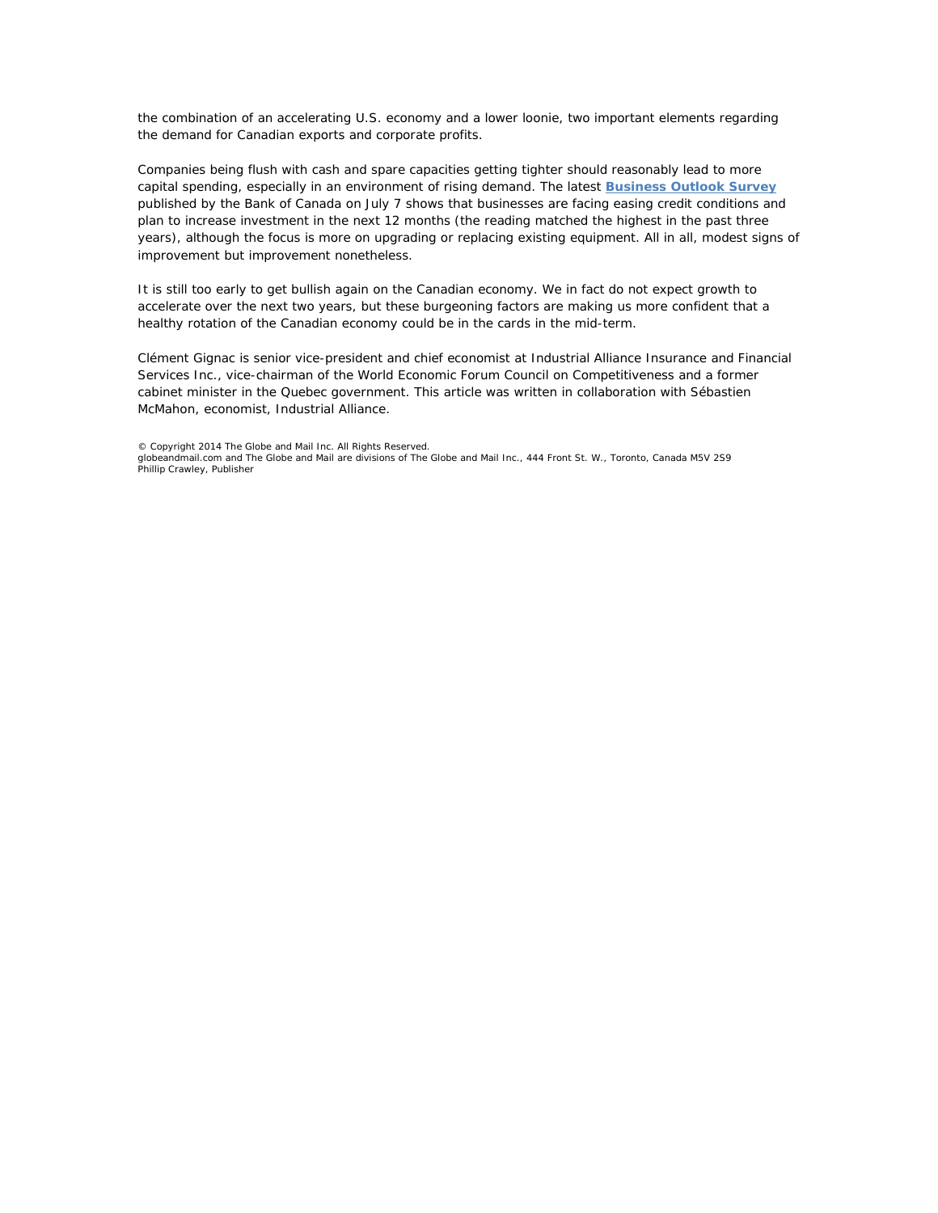the combination of an accelerating U.S. economy and a lower loonie, two important elements regarding the demand for Canadian exports and corporate profits.

Companies being flush with cash and spare capacities getting tighter should reasonably lead to more capital spending, especially in an environment of rising demand. The latest **Business Outlook Survey** published by the Bank of Canada on July 7 shows that businesses are facing easing credit conditions and plan to increase investment in the next 12 months (the reading matched the highest in the past three years), although the focus is more on upgrading or replacing existing equipment. All in all, modest signs of improvement but improvement nonetheless.

It is still too early to get bullish again on the Canadian economy. We in fact do not expect growth to accelerate over the next two years, but these burgeoning factors are making us more confident that a healthy rotation of the Canadian economy could be in the cards in the mid-term.

Clément Gignac is senior vice-president and chief economist at Industrial Alliance Insurance and Financial Services Inc., vice-chairman of the World Economic Forum Council on Competitiveness and a former cabinet minister in the Quebec government. This article was written in collaboration with Sébastien McMahon, economist, Industrial Alliance.

© Copyright 2014 The Globe and Mail Inc. All Rights Reserved.
globeandmail.com and The Globe and Mail are divisions of The Globe and Mail Inc., 444 Front St. W., Toronto, Canada M5V 2S9
Phillip Crawley, Publisher